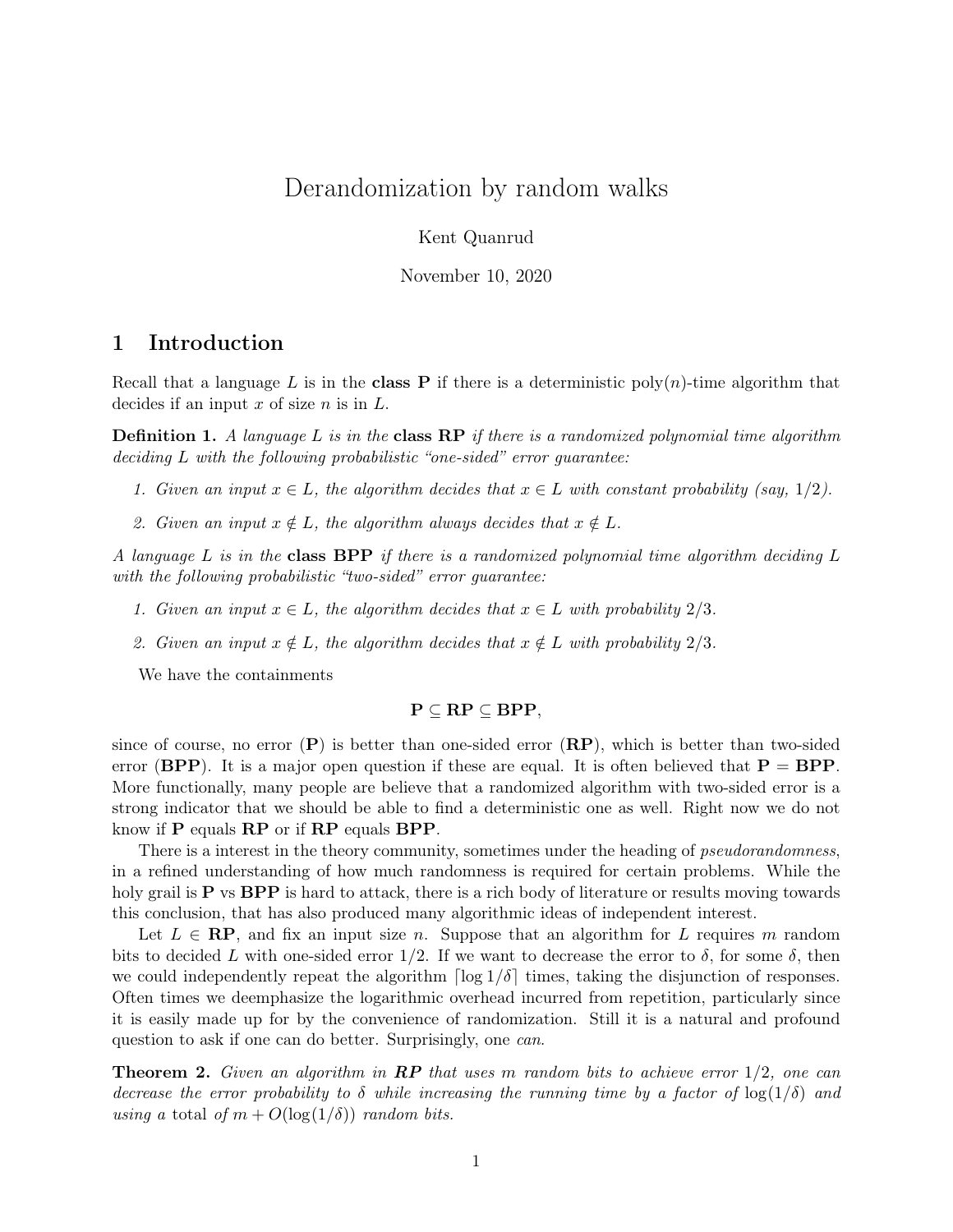# Derandomization by random walks

Kent Quanrud

November 10, 2020

## 1 Introduction

Recall that a language $L$ is in the **class P** if there is a deterministic poly($n$)-time algorithm that decides if an input $x$ of size $n$ is in $L$.

**Definition 1.** *A language $L$ is in the* **class RP** *if there is a randomized polynomial time algorithm deciding $L$ with the following probabilistic "one-sided" error guarantee:*

1. *Given an input $x \in L$, the algorithm decides that $x \in L$ with constant probability (say, $1/2$).*
2. *Given an input $x \notin L$, the algorithm always decides that $x \notin L$.*

*A language $L$ is in the* **class BPP** *if there is a randomized polynomial time algorithm deciding $L$ with the following probabilistic "two-sided" error guarantee:*

1. *Given an input $x \in L$, the algorithm decides that $x \in L$ with probability $2/3$.*
2. *Given an input $x \notin L$, the algorithm decides that $x \notin L$ with probability $2/3$.*

We have the containments

$$\mathbf{P} \subseteq \mathbf{RP} \subseteq \mathbf{BPP},$$

since of course, no error (**P**) is better than one-sided error (**RP**), which is better than two-sided error (**BPP**). It is a major open question if these are equal. It is often believed that **P** = **BPP**. More functionally, many people are believe that a randomized algorithm with two-sided error is a strong indicator that we should be able to find a deterministic one as well. Right now we do not know if **P** equals **RP** or if **RP** equals **BPP**.

There is a interest in the theory community, sometimes under the heading of *pseudorandomness*, in a refined understanding of how much randomness is required for certain problems. While the holy grail is **P** vs **BPP** is hard to attack, there is a rich body of literature or results moving towards this conclusion, that has also produced many algorithmic ideas of independent interest.

Let $L \in \mathbf{RP}$, and fix an input size $n$. Suppose that an algorithm for $L$ requires $m$ random bits to decided $L$ with one-sided error $1/2$. If we want to decrease the error to $\delta$, for some $\delta$, then we could independently repeat the algorithm $\lceil \log 1/\delta \rceil$ times, taking the disjunction of responses. Often times we deemphasize the logarithmic overhead incurred from repetition, particularly since it is easily made up for by the convenience of randomization. Still it is a natural and profound question to ask if one can do better. Surprisingly, one *can*.

**Theorem 2.** *Given an algorithm in **RP** that uses $m$ random bits to achieve error $1/2$, one can decrease the error probability to $\delta$ while increasing the running time by a factor of $\log(1/\delta)$ and using* a total *of $m + O(\log(1/\delta))$ random bits.*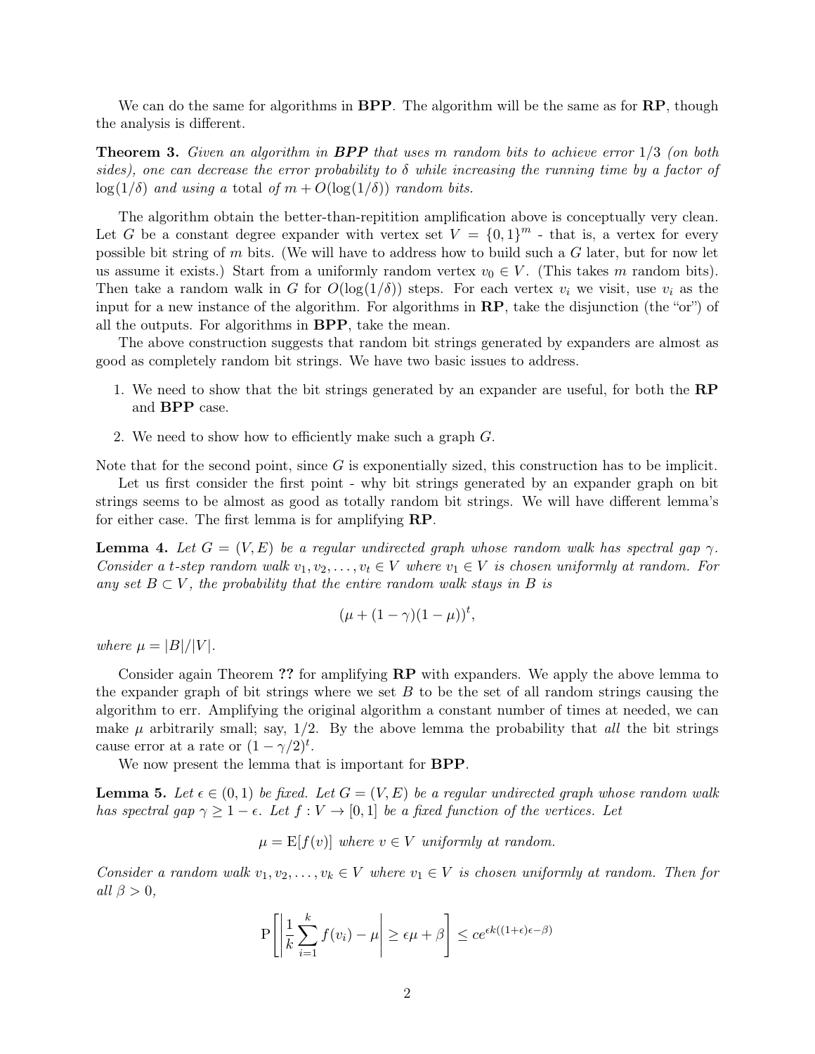We can do the same for algorithms in **BPP**. The algorithm will be the same as for **RP**, though the analysis is different.

**Theorem 3.** *Given an algorithm in **BPP** that uses $m$ random bits to achieve error $1/3$ (on both sides), one can decrease the error probability to $\delta$ while increasing the running time by a factor of $\log(1/\delta)$ and using a* total *of $m + O(\log(1/\delta))$ random bits.*

The algorithm obtain the better-than-repitition amplification above is conceptually very clean. Let $G$ be a constant degree expander with vertex set $V = \{0,1\}^m$ - that is, a vertex for every possible bit string of $m$ bits. (We will have to address how to build such a $G$ later, but for now let us assume it exists.) Start from a uniformly random vertex $v_0 \in V$. (This takes $m$ random bits). Then take a random walk in $G$ for $O(\log(1/\delta))$ steps. For each vertex $v_i$ we visit, use $v_i$ as the input for a new instance of the algorithm. For algorithms in **RP**, take the disjunction (the "or") of all the outputs. For algorithms in **BPP**, take the mean.

The above construction suggests that random bit strings generated by expanders are almost as good as completely random bit strings. We have two basic issues to address.

1. We need to show that the bit strings generated by an expander are useful, for both the **RP** and **BPP** case.
2. We need to show how to efficiently make such a graph $G$.

Note that for the second point, since $G$ is exponentially sized, this construction has to be implicit.

Let us first consider the first point - why bit strings generated by an expander graph on bit strings seems to be almost as good as totally random bit strings. We will have different lemma's for either case. The first lemma is for amplifying **RP**.

**Lemma 4.** *Let $G = (V, E)$ be a regular undirected graph whose random walk has spectral gap $\gamma$. Consider a $t$-step random walk $v_1, v_2, \ldots, v_t \in V$ where $v_1 \in V$ is chosen uniformly at random. For any set $B \subset V$, the probability that the entire random walk stays in $B$ is*

$$(\mu + (1-\gamma)(1-\mu))^t,$$

*where $\mu = |B|/|V|$.*

Consider again Theorem **??** for amplifying **RP** with expanders. We apply the above lemma to the expander graph of bit strings where we set $B$ to be the set of all random strings causing the algorithm to err. Amplifying the original algorithm a constant number of times at needed, we can make $\mu$ arbitrarily small; say, $1/2$. By the above lemma the probability that *all* the bit strings cause error at a rate or $(1 - \gamma/2)^t$.

We now present the lemma that is important for **BPP**.

**Lemma 5.** *Let $\epsilon \in (0,1)$ be fixed. Let $G = (V, E)$ be a regular undirected graph whose random walk has spectral gap $\gamma \geq 1 - \epsilon$. Let $f : V \to [0,1]$ be a fixed function of the vertices. Let*

$$\mu = \mathrm{E}[f(v)] \text{ where } v \in V \text{ uniformly at random.}$$

*Consider a random walk $v_1, v_2, \ldots, v_k \in V$ where $v_1 \in V$ is chosen uniformly at random. Then for all $\beta > 0$,*

$$\mathrm{P}\left[\left|\frac{1}{k}\sum_{i=1}^{k} f(v_i) - \mu\right| \geq \epsilon\mu + \beta\right] \leq ce^{\epsilon k((1+\epsilon)\epsilon - \beta)}$$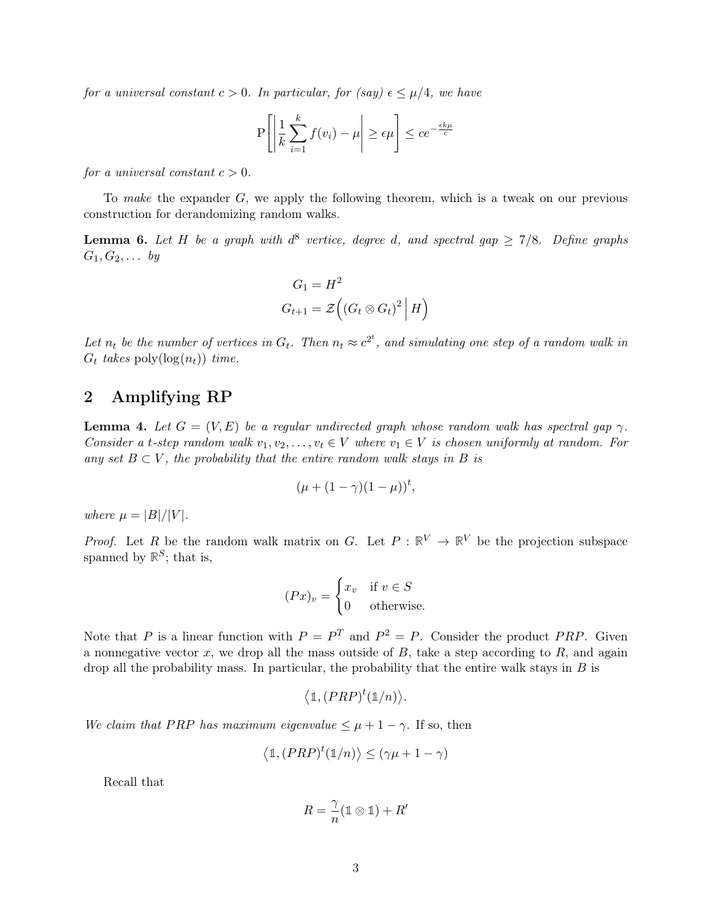*for a universal constant $c > 0$. In particular, for (say) $\epsilon \leq \mu/4$, we have*

$$\mathrm{P}\left[\left|\frac{1}{k}\sum_{i=1}^{k} f(v_i) - \mu\right| \geq \epsilon\mu\right] \leq ce^{-\frac{\epsilon k \mu}{c}}$$

*for a universal constant $c > 0$.*

To *make* the expander $G$, we apply the following theorem, which is a tweak on our previous construction for derandomizing random walks.

**Lemma 6.** *Let $H$ be a graph with $d^8$ vertice, degree $d$, and spectral gap $\geq 7/8$. Define graphs $G_1, G_2, \ldots$ by*

$$G_1 = H^2$$
$$G_{t+1} = \mathcal{Z}\Big((G_t \otimes G_t)^2 \,\Big|\, H\Big)$$

*Let $n_t$ be the number of vertices in $G_t$. Then $n_t \approx c^{2^t}$, and simulating one step of a random walk in $G_t$ takes $\mathrm{poly}(\log(n_t))$ time.*

## 2 Amplifying RP

**Lemma 4.** *Let $G = (V, E)$ be a regular undirected graph whose random walk has spectral gap $\gamma$. Consider a $t$-step random walk $v_1, v_2, \ldots, v_t \in V$ where $v_1 \in V$ is chosen uniformly at random. For any set $B \subset V$, the probability that the entire random walk stays in $B$ is*

$$(\mu + (1-\gamma)(1-\mu))^t,$$

*where $\mu = |B|/|V|$.*

*Proof.* Let $R$ be the random walk matrix on $G$. Let $P : \mathbb{R}^V \to \mathbb{R}^V$ be the projection subspace spanned by $\mathbb{R}^S$; that is,

$$(Px)_v = \begin{cases} x_v & \text{if } v \in S \\ 0 & \text{otherwise.} \end{cases}$$

Note that $P$ is a linear function with $P = P^T$ and $P^2 = P$. Consider the product $PRP$. Given a nonnegative vector $x$, we drop all the mass outside of $B$, take a step according to $R$, and again drop all the probability mass. In particular, the probability that the entire walk stays in $B$ is

$$\left\langle \mathbb{1}, (PRP)^t(\mathbb{1}/n)\right\rangle.$$

*We claim that $PRP$ has maximum eigenvalue $\leq \mu + 1 - \gamma$.* If so, then

$$\left\langle \mathbb{1}, (PRP)^t(\mathbb{1}/n)\right\rangle \leq (\gamma\mu + 1 - \gamma)$$

Recall that

$$R = \frac{\gamma}{n}(\mathbb{1} \otimes \mathbb{1}) + R'$$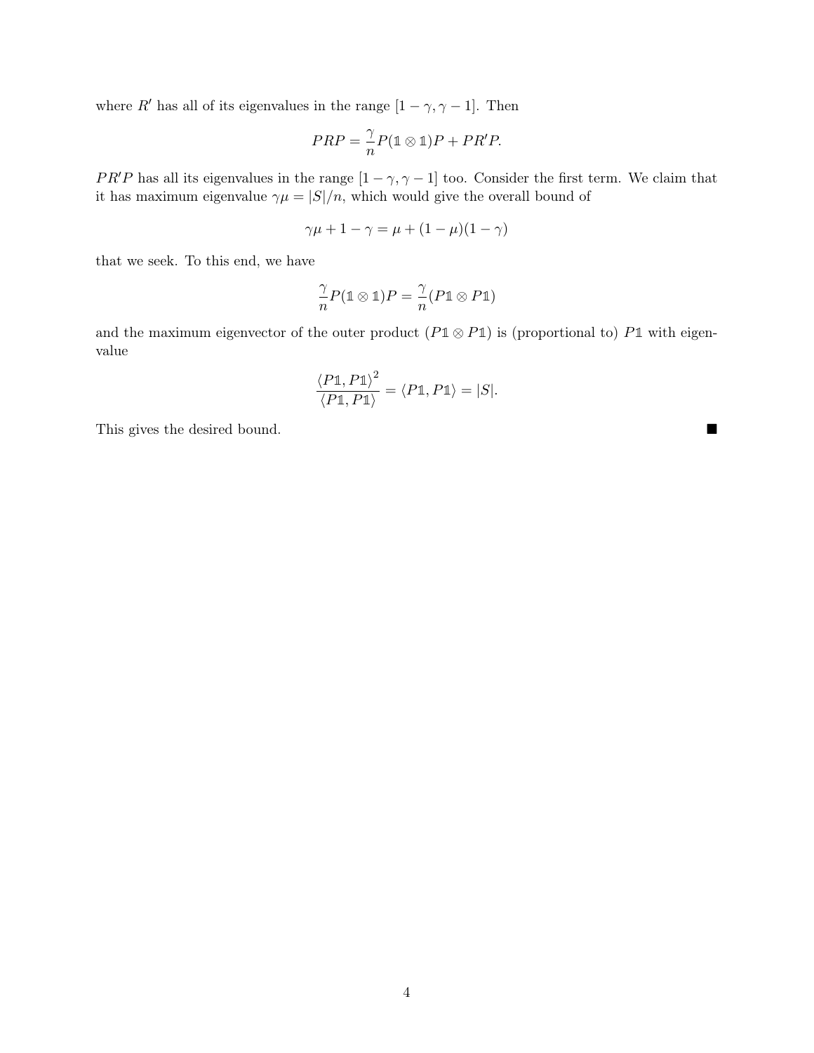where $R'$ has all of its eigenvalues in the range $[1-\gamma, \gamma-1]$. Then

$$PRP = \frac{\gamma}{n} P(\mathbb{1} \otimes \mathbb{1})P + PR'P.$$

$PR'P$ has all its eigenvalues in the range $[1-\gamma, \gamma-1]$ too. Consider the first term. We claim that it has maximum eigenvalue $\gamma\mu = |S|/n$, which would give the overall bound of

$$\gamma\mu + 1 - \gamma = \mu + (1-\mu)(1-\gamma)$$

that we seek. To this end, we have

$$\frac{\gamma}{n} P(\mathbb{1} \otimes \mathbb{1})P = \frac{\gamma}{n}(P\mathbb{1} \otimes P\mathbb{1})$$

and the maximum eigenvector of the outer product $(P\mathbb{1} \otimes P\mathbb{1})$ is (proportional to) $P\mathbb{1}$ with eigenvalue

$$\frac{\langle P\mathbb{1}, P\mathbb{1}\rangle^2}{\langle P\mathbb{1}, P\mathbb{1}\rangle} = \langle P\mathbb{1}, P\mathbb{1}\rangle = |S|.$$

This gives the desired bound. ■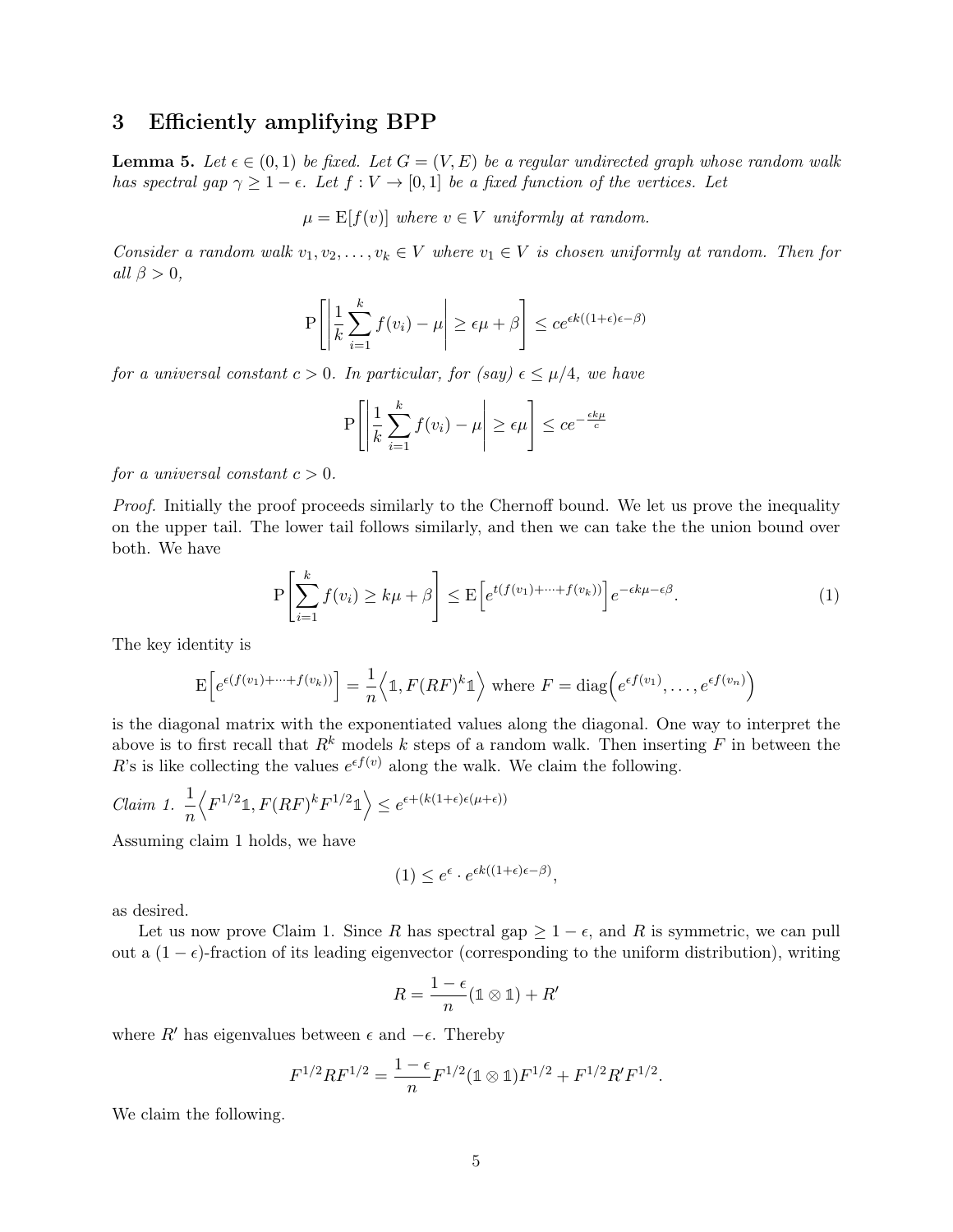## 3 Efficiently amplifying BPP

**Lemma 5.** *Let $\epsilon \in (0,1)$ be fixed. Let $G = (V, E)$ be a regular undirected graph whose random walk has spectral gap $\gamma \geq 1 - \epsilon$. Let $f : V \to [0,1]$ be a fixed function of the vertices. Let*

$$\mu = \mathrm{E}[f(v)] \text{ where } v \in V \text{ uniformly at random.}$$

*Consider a random walk $v_1, v_2, \ldots, v_k \in V$ where $v_1 \in V$ is chosen uniformly at random. Then for all $\beta > 0$,*

$$\mathrm{P}\left[\left|\frac{1}{k}\sum_{i=1}^{k} f(v_i) - \mu\right| \geq \epsilon\mu + \beta\right] \leq ce^{\epsilon k((1+\epsilon)\epsilon - \beta)}$$

*for a universal constant $c > 0$. In particular, for (say) $\epsilon \leq \mu/4$, we have*

$$\mathrm{P}\left[\left|\frac{1}{k}\sum_{i=1}^{k} f(v_i) - \mu\right| \geq \epsilon\mu\right] \leq ce^{-\frac{\epsilon k \mu}{c}}$$

*for a universal constant $c > 0$.*

*Proof.* Initially the proof proceeds similarly to the Chernoff bound. We let us prove the inequality on the upper tail. The lower tail follows similarly, and then we can take the the union bound over both. We have

$$\mathrm{P}\left[\sum_{i=1}^{k} f(v_i) \geq k\mu + \beta\right] \leq \mathrm{E}\left[e^{t(f(v_1)+\cdots+f(v_k))}\right] e^{-\epsilon k\mu - \epsilon\beta}. \tag{1}$$

The key identity is

$$\mathrm{E}\left[e^{\epsilon(f(v_1)+\cdots+f(v_k))}\right] = \frac{1}{n}\left\langle \mathbb{1}, F(RF)^k \mathbb{1}\right\rangle \text{ where } F = \mathrm{diag}\left(e^{\epsilon f(v_1)}, \ldots, e^{\epsilon f(v_n)}\right)$$

is the diagonal matrix with the exponentiated values along the diagonal. One way to interpret the above is to first recall that $R^k$ models $k$ steps of a random walk. Then inserting $F$ in between the $R$'s is like collecting the values $e^{\epsilon f(v)}$ along the walk. We claim the following.

*Claim 1.* $\frac{1}{n}\left\langle F^{1/2}\mathbb{1}, F(RF)^k F^{1/2}\mathbb{1}\right\rangle \leq e^{\epsilon + (k(1+\epsilon)\epsilon(\mu+\epsilon))}$

Assuming claim 1 holds, we have

$$(1) \leq e^{\epsilon} \cdot e^{\epsilon k((1+\epsilon)\epsilon - \beta)},$$

as desired.

Let us now prove Claim 1. Since $R$ has spectral gap $\geq 1 - \epsilon$, and $R$ is symmetric, we can pull out a $(1-\epsilon)$-fraction of its leading eigenvector (corresponding to the uniform distribution), writing

$$R = \frac{1-\epsilon}{n}(\mathbb{1} \otimes \mathbb{1}) + R'$$

where $R'$ has eigenvalues between $\epsilon$ and $-\epsilon$. Thereby

$$F^{1/2}RF^{1/2} = \frac{1-\epsilon}{n}F^{1/2}(\mathbb{1} \otimes \mathbb{1})F^{1/2} + F^{1/2}R'F^{1/2}.$$

We claim the following.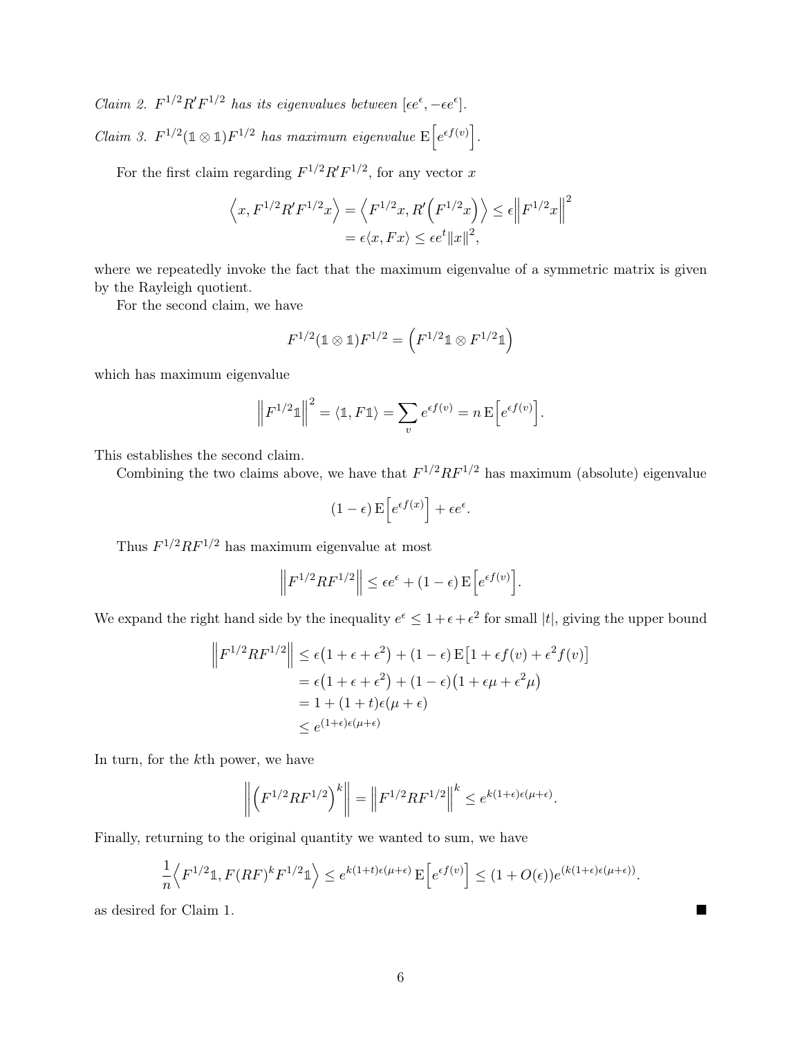*Claim 2.* $F^{1/2}R'F^{1/2}$ *has its eigenvalues between* $[\epsilon e^{\epsilon}, -\epsilon e^{\epsilon}]$.

*Claim 3.* $F^{1/2}(\mathbb{1}\otimes\mathbb{1})F^{1/2}$ *has maximum eigenvalue* $\mathrm{E}\Big[e^{\epsilon f(v)}\Big]$.

For the first claim regarding $F^{1/2}R'F^{1/2}$, for any vector $x$

$$
\begin{aligned}
\Big\langle x, F^{1/2}R'F^{1/2}x\Big\rangle = \Big\langle F^{1/2}x, R'\Big(F^{1/2}x\Big)\Big\rangle &\le \epsilon\Big\|F^{1/2}x\Big\|^2 \\
&= \epsilon\langle x, Fx\rangle \le \epsilon e^t\|x\|^2,
\end{aligned}
$$

where we repeatedly invoke the fact that the maximum eigenvalue of a symmetric matrix is given by the Rayleigh quotient.

For the second claim, we have

$$
F^{1/2}(\mathbb{1}\otimes\mathbb{1})F^{1/2} = \Big(F^{1/2}\mathbb{1}\otimes F^{1/2}\mathbb{1}\Big)
$$

which has maximum eigenvalue

$$
\Big\|F^{1/2}\mathbb{1}\Big\|^2 = \langle \mathbb{1}, F\mathbb{1}\rangle = \sum_v e^{\epsilon f(v)} = n\,\mathrm{E}\Big[e^{\epsilon f(v)}\Big].
$$

This establishes the second claim.

Combining the two claims above, we have that $F^{1/2}RF^{1/2}$ has maximum (absolute) eigenvalue

$$
(1-\epsilon)\,\mathrm{E}\Big[e^{\epsilon f(x)}\Big] + \epsilon e^{\epsilon}.
$$

Thus $F^{1/2}RF^{1/2}$ has maximum eigenvalue at most

$$
\Big\|F^{1/2}RF^{1/2}\Big\| \le \epsilon e^{\epsilon} + (1-\epsilon)\,\mathrm{E}\Big[e^{\epsilon f(v)}\Big].
$$

We expand the right hand side by the inequality $e^{\epsilon} \le 1+\epsilon+\epsilon^2$ for small $|t|$, giving the upper bound

$$
\begin{aligned}
\Big\|F^{1/2}RF^{1/2}\Big\| &\le \epsilon\big(1+\epsilon+\epsilon^2\big) + (1-\epsilon)\,\mathrm{E}\big[1+\epsilon f(v)+\epsilon^2 f(v)\big] \\
&= \epsilon\big(1+\epsilon+\epsilon^2\big) + (1-\epsilon)\big(1+\epsilon\mu+\epsilon^2\mu\big) \\
&= 1+(1+t)\epsilon(\mu+\epsilon) \\
&\le e^{(1+\epsilon)\epsilon(\mu+\epsilon)}
\end{aligned}
$$

In turn, for the $k$th power, we have

$$
\Big\|\Big(F^{1/2}RF^{1/2}\Big)^k\Big\| = \Big\|F^{1/2}RF^{1/2}\Big\|^k \le e^{k(1+\epsilon)\epsilon(\mu+\epsilon)}.
$$

Finally, returning to the original quantity we wanted to sum, we have

$$
\frac{1}{n}\Big\langle F^{1/2}\mathbb{1}, F(RF)^k F^{1/2}\mathbb{1}\Big\rangle \le e^{k(1+t)\epsilon(\mu+\epsilon)}\,\mathrm{E}\Big[e^{\epsilon f(v)}\Big] \le (1+O(\epsilon))e^{(k(1+\epsilon)\epsilon(\mu+\epsilon))}.
$$

as desired for Claim 1. ∎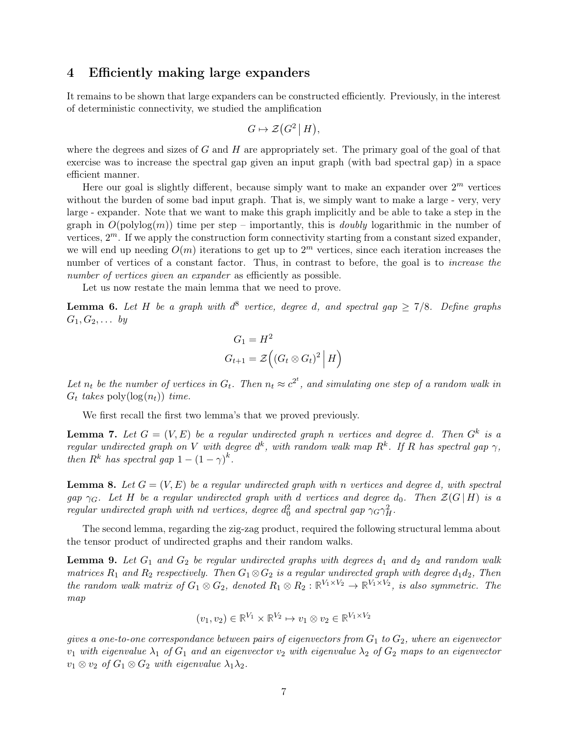## 4 Efficiently making large expanders

It remains to be shown that large expanders can be constructed efficiently. Previously, in the interest of deterministic connectivity, we studied the amplification

$$G \mapsto \mathcal{Z}\big(G^2 \,\big|\, H\big),$$

where the degrees and sizes of $G$ and $H$ are appropriately set. The primary goal of the goal of that exercise was to increase the spectral gap given an input graph (with bad spectral gap) in a space efficient manner.

Here our goal is slightly different, because simply want to make an expander over $2^m$ vertices without the burden of some bad input graph. That is, we simply want to make a large - very, very large - expander. Note that we want to make this graph implicitly and be able to take a step in the graph in $O(\text{polylog}(m))$ time per step – importantly, this is *doubly* logarithmic in the number of vertices, $2^m$. If we apply the construction form connectivity starting from a constant sized expander, we will end up needing $O(m)$ iterations to get up to $2^m$ vertices, since each iteration increases the number of vertices of a constant factor. Thus, in contrast to before, the goal is to *increase the number of vertices given an expander* as efficiently as possible.

Let us now restate the main lemma that we need to prove.

**Lemma 6.** *Let $H$ be a graph with $d^8$ vertice, degree $d$, and spectral gap $\geq 7/8$. Define graphs $G_1, G_2, \ldots$ by*

$$G_1 = H^2$$
$$G_{t+1} = \mathcal{Z}\Big((G_t \otimes G_t)^2 \,\Big|\, H\Big)$$

*Let $n_t$ be the number of vertices in $G_t$. Then $n_t \approx c^{2^t}$, and simulating one step of a random walk in $G_t$ takes $\text{poly}(\log(n_t))$ time.*

We first recall the first two lemma's that we proved previously.

**Lemma 7.** *Let $G = (V, E)$ be a regular undirected graph $n$ vertices and degree $d$. Then $G^k$ is a regular undirected graph on $V$ with degree $d^k$, with random walk map $R^k$. If $R$ has spectral gap $\gamma$, then $R^k$ has spectral gap $1 - (1 - \gamma)^k$.*

**Lemma 8.** *Let $G = (V, E)$ be a regular undirected graph with $n$ vertices and degree $d$, with spectral gap $\gamma_G$. Let $H$ be a regular undirected graph with $d$ vertices and degree $d_0$. Then $\mathcal{Z}(G \,|\, H)$ is a regular undirected graph with $nd$ vertices, degree $d_0^2$ and spectral gap $\gamma_G \gamma_H^2$.*

The second lemma, regarding the zig-zag product, required the following structural lemma about the tensor product of undirected graphs and their random walks.

**Lemma 9.** *Let $G_1$ and $G_2$ be regular undirected graphs with degrees $d_1$ and $d_2$ and random walk matrices $R_1$ and $R_2$ respectively. Then $G_1 \otimes G_2$ is a regular undirected graph with degree $d_1 d_2$, Then the random walk matrix of $G_1 \otimes G_2$, denoted $R_1 \otimes R_2 : \mathbb{R}^{V_1 \times V_2} \to \mathbb{R}^{V_1 \times V_2}$, is also symmetric. The map*

$$(v_1, v_2) \in \mathbb{R}^{V_1} \times \mathbb{R}^{V_2} \mapsto v_1 \otimes v_2 \in \mathbb{R}^{V_1 \times V_2}$$

*gives a one-to-one correspondance between pairs of eigenvectors from $G_1$ to $G_2$, where an eigenvector $v_1$ with eigenvalue $\lambda_1$ of $G_1$ and an eigenvector $v_2$ with eigenvalue $\lambda_2$ of $G_2$ maps to an eigenvector $v_1 \otimes v_2$ of $G_1 \otimes G_2$ with eigenvalue $\lambda_1 \lambda_2$.*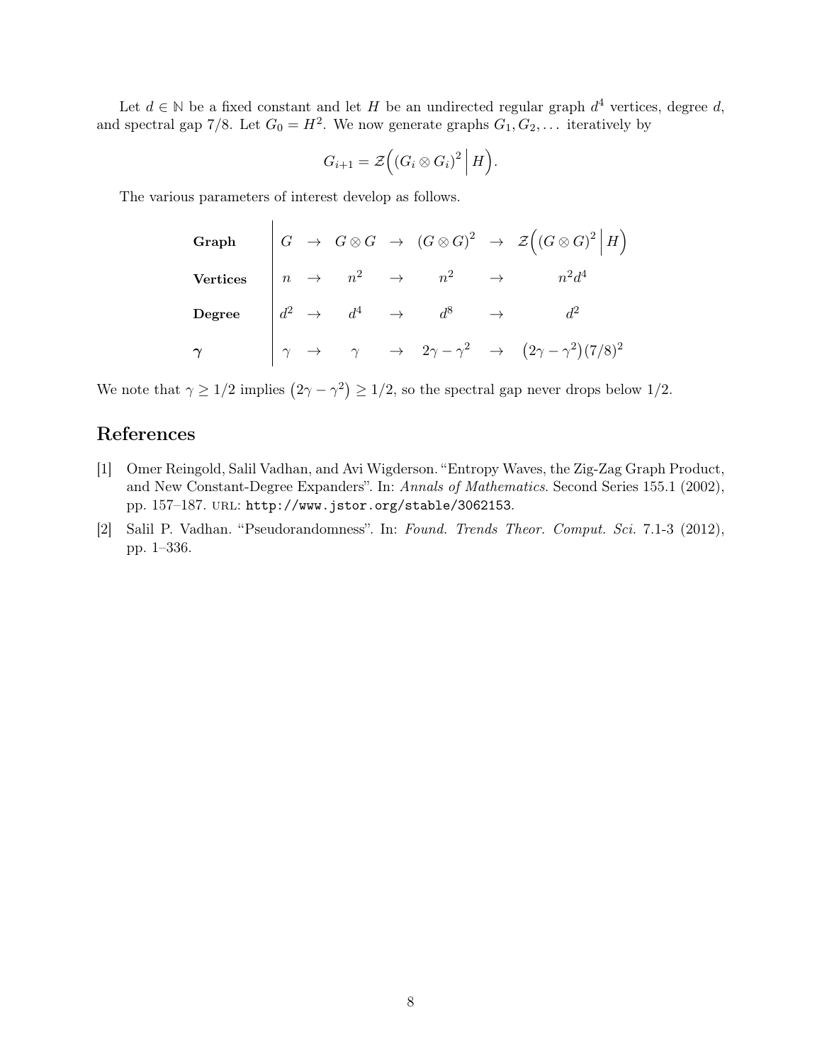Let $d \in \mathbb{N}$ be a fixed constant and let $H$ be an undirected regular graph $d^4$ vertices, degree $d$, and spectral gap 7/8. Let $G_0 = H^2$. We now generate graphs $G_1, G_2, \ldots$ iteratively by

$$G_{i+1} = \mathcal{Z}\Big( (G_i \otimes G_i)^2 \,\Big|\, H \Big).$$

The various parameters of interest develop as follows.

| | | | | | | | |
|---|---|---|---|---|---|---|---|
| **Graph** | $G$ | $\to$ | $G \otimes G$ | $\to$ | $(G \otimes G)^2$ | $\to$ | $\mathcal{Z}\Big( (G \otimes G)^2 \,\Big\vert\, H \Big)$ |
| **Vertices** | $n$ | $\to$ | $n^2$ | $\to$ | $n^2$ | $\to$ | $n^2 d^4$ |
| **Degree** | $d^2$ | $\to$ | $d^4$ | $\to$ | $d^8$ | $\to$ | $d^2$ |
| $\boldsymbol{\gamma}$ | $\gamma$ | $\to$ | $\gamma$ | $\to$ | $2\gamma - \gamma^2$ | $\to$ | $(2\gamma - \gamma^2)(7/8)^2$ |

We note that $\gamma \geq 1/2$ implies $(2\gamma - \gamma^2) \geq 1/2$, so the spectral gap never drops below 1/2.

## References

[1] Omer Reingold, Salil Vadhan, and Avi Wigderson. "Entropy Waves, the Zig-Zag Graph Product, and New Constant-Degree Expanders". In: *Annals of Mathematics*. Second Series 155.1 (2002), pp. 157–187. URL: http://www.jstor.org/stable/3062153.

[2] Salil P. Vadhan. "Pseudorandomness". In: *Found. Trends Theor. Comput. Sci.* 7.1-3 (2012), pp. 1–336.